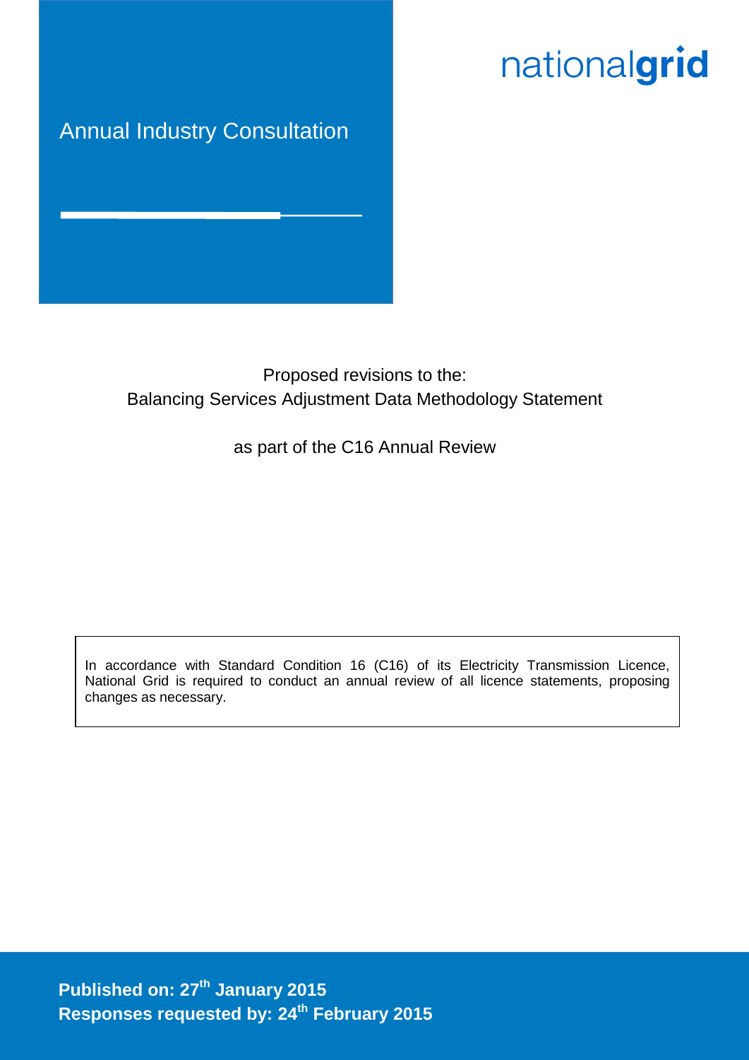nationalgrid

# Annual Industry Consultation

Proposed revisions to the:
Balancing Services Adjustment Data Methodology Statement

as part of the C16 Annual Review

In accordance with Standard Condition 16 (C16) of its Electricity Transmission Licence, National Grid is required to conduct an annual review of all licence statements, proposing changes as necessary.

**Published on: 27th January 2015**
**Responses requested by: 24th February 2015**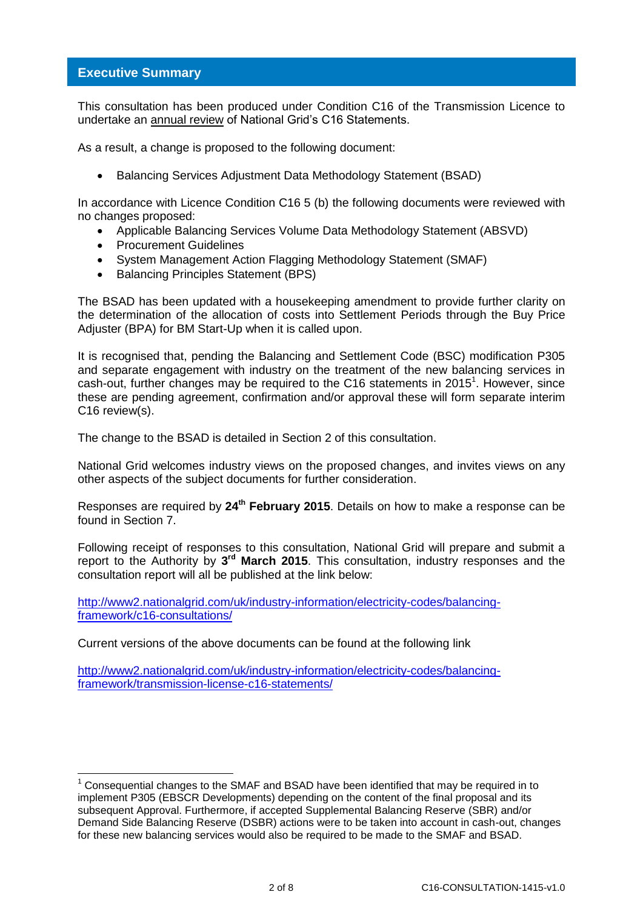## Executive Summary

This consultation has been produced under Condition C16 of the Transmission Licence to undertake an annual review of National Grid's C16 Statements.

As a result, a change is proposed to the following document:

- Balancing Services Adjustment Data Methodology Statement (BSAD)

In accordance with Licence Condition C16 5 (b) the following documents were reviewed with no changes proposed:

- Applicable Balancing Services Volume Data Methodology Statement (ABSVD)
- Procurement Guidelines
- System Management Action Flagging Methodology Statement (SMAF)
- Balancing Principles Statement (BPS)

The BSAD has been updated with a housekeeping amendment to provide further clarity on the determination of the allocation of costs into Settlement Periods through the Buy Price Adjuster (BPA) for BM Start-Up when it is called upon.

It is recognised that, pending the Balancing and Settlement Code (BSC) modification P305 and separate engagement with industry on the treatment of the new balancing services in cash-out, further changes may be required to the C16 statements in 2015[1]. However, since these are pending agreement, confirmation and/or approval these will form separate interim C16 review(s).

The change to the BSAD is detailed in Section 2 of this consultation.

National Grid welcomes industry views on the proposed changes, and invites views on any other aspects of the subject documents for further consideration.

Responses are required by **24th February 2015**. Details on how to make a response can be found in Section 7.

Following receipt of responses to this consultation, National Grid will prepare and submit a report to the Authority by **3rd March 2015**. This consultation, industry responses and the consultation report will all be published at the link below:

http://www2.nationalgrid.com/uk/industry-information/electricity-codes/balancing-framework/c16-consultations/

Current versions of the above documents can be found at the following link

http://www2.nationalgrid.com/uk/industry-information/electricity-codes/balancing-framework/transmission-license-c16-statements/

---

[1] Consequential changes to the SMAF and BSAD have been identified that may be required in to implement P305 (EBSCR Developments) depending on the content of the final proposal and its subsequent Approval. Furthermore, if accepted Supplemental Balancing Reserve (SBR) and/or Demand Side Balancing Reserve (DSBR) actions were to be taken into account in cash-out, changes for these new balancing services would also be required to be made to the SMAF and BSAD.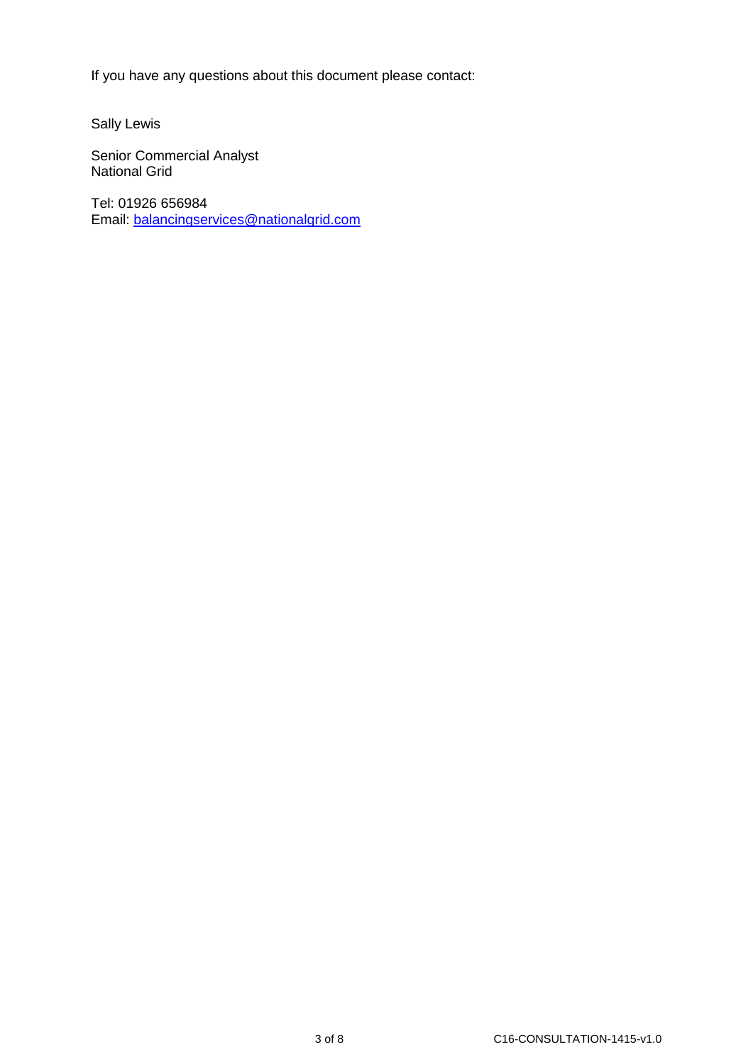If you have any questions about this document please contact:

Sally Lewis

Senior Commercial Analyst
National Grid

Tel: 01926 656984
Email: [balancingservices@nationalgrid.com](mailto:balancingservices@nationalgrid.com)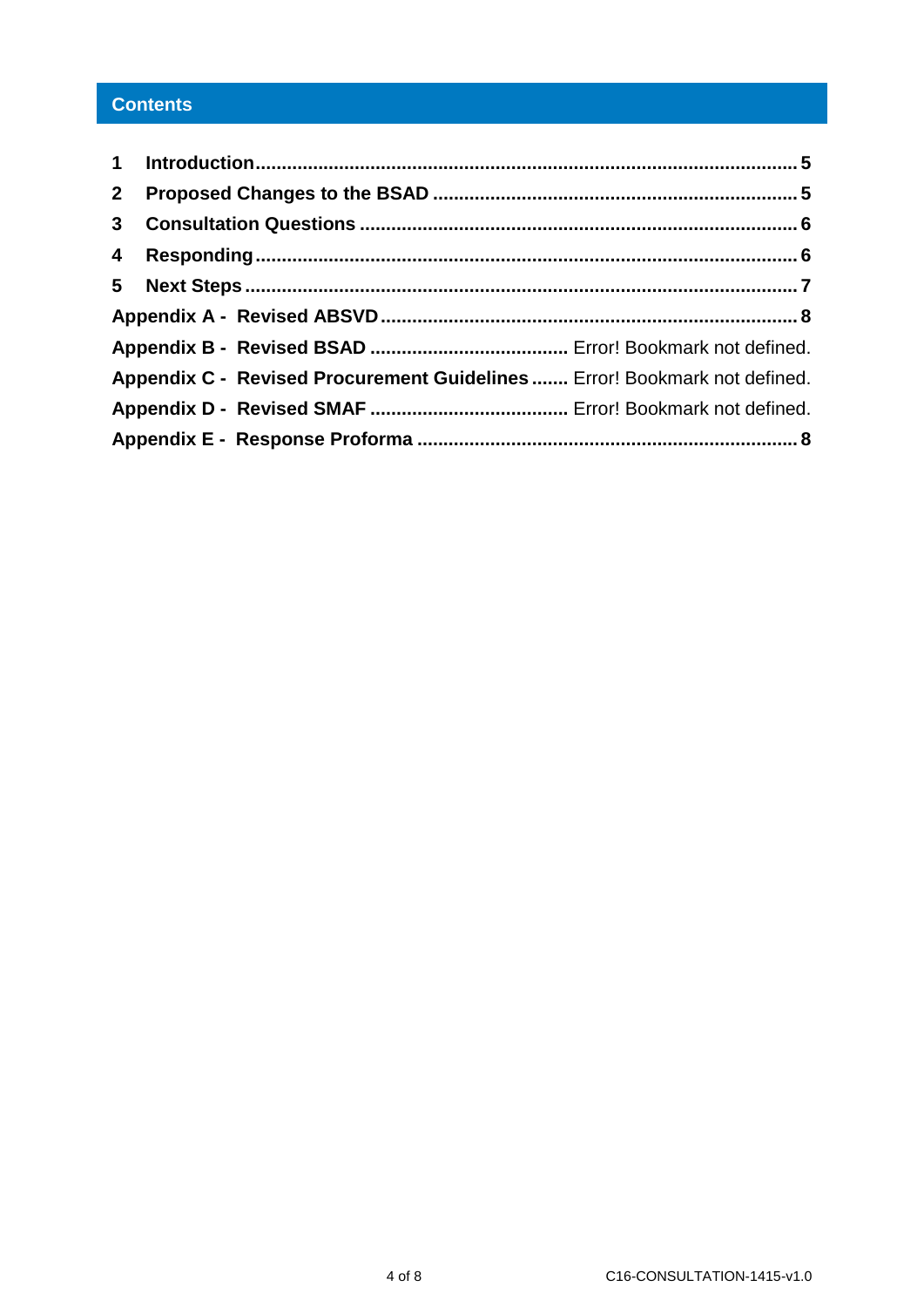## Contents

1 Introduction ........................................................................................... 5
2 Proposed Changes to the BSAD ..................................................................... 5
3 Consultation Questions ................................................................................ 6
4 Responding ............................................................................................... 6
5 Next Steps ................................................................................................ 7
Appendix A - Revised ABSVD ............................................................................. 8
Appendix B - Revised BSAD ...................................... Error! Bookmark not defined.
Appendix C - Revised Procurement Guidelines ....... Error! Bookmark not defined.
Appendix D - Revised SMAF ...................................... Error! Bookmark not defined.
Appendix E - Response Proforma ...................................................................... 8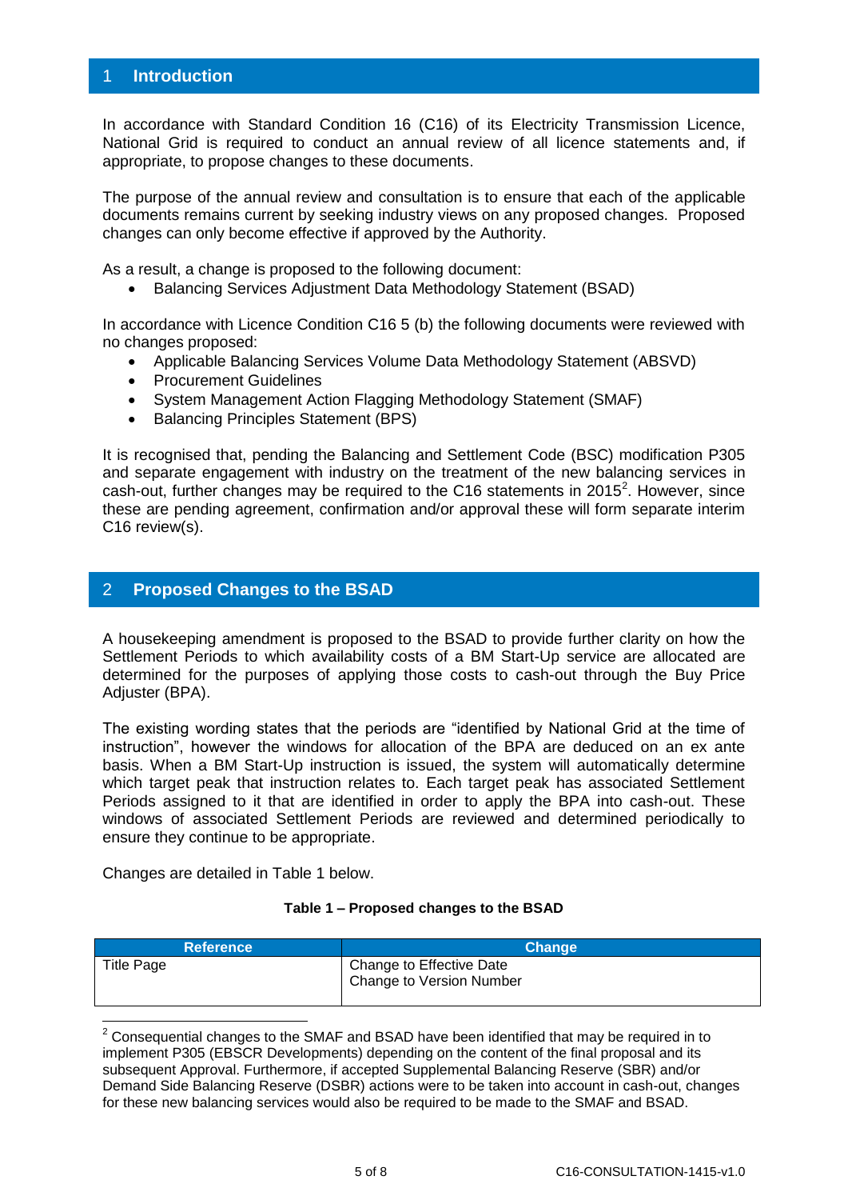## 1 Introduction

In accordance with Standard Condition 16 (C16) of its Electricity Transmission Licence, National Grid is required to conduct an annual review of all licence statements and, if appropriate, to propose changes to these documents.

The purpose of the annual review and consultation is to ensure that each of the applicable documents remains current by seeking industry views on any proposed changes. Proposed changes can only become effective if approved by the Authority.

As a result, a change is proposed to the following document:

- Balancing Services Adjustment Data Methodology Statement (BSAD)

In accordance with Licence Condition C16 5 (b) the following documents were reviewed with no changes proposed:

- Applicable Balancing Services Volume Data Methodology Statement (ABSVD)
- Procurement Guidelines
- System Management Action Flagging Methodology Statement (SMAF)
- Balancing Principles Statement (BPS)

It is recognised that, pending the Balancing and Settlement Code (BSC) modification P305 and separate engagement with industry on the treatment of the new balancing services in cash-out, further changes may be required to the C16 statements in 2015[2]. However, since these are pending agreement, confirmation and/or approval these will form separate interim C16 review(s).

## 2 Proposed Changes to the BSAD

A housekeeping amendment is proposed to the BSAD to provide further clarity on how the Settlement Periods to which availability costs of a BM Start-Up service are allocated are determined for the purposes of applying those costs to cash-out through the Buy Price Adjuster (BPA).

The existing wording states that the periods are "identified by National Grid at the time of instruction", however the windows for allocation of the BPA are deduced on an ex ante basis. When a BM Start-Up instruction is issued, the system will automatically determine which target peak that instruction relates to. Each target peak has associated Settlement Periods assigned to it that are identified in order to apply the BPA into cash-out. These windows of associated Settlement Periods are reviewed and determined periodically to ensure they continue to be appropriate.

Changes are detailed in Table 1 below.

**Table 1 – Proposed changes to the BSAD**

| Reference | Change |
|---|---|
| Title Page | Change to Effective Date<br>Change to Version Number |

[2] Consequential changes to the SMAF and BSAD have been identified that may be required in to implement P305 (EBSCR Developments) depending on the content of the final proposal and its subsequent Approval. Furthermore, if accepted Supplemental Balancing Reserve (SBR) and/or Demand Side Balancing Reserve (DSBR) actions were to be taken into account in cash-out, changes for these new balancing services would also be required to be made to the SMAF and BSAD.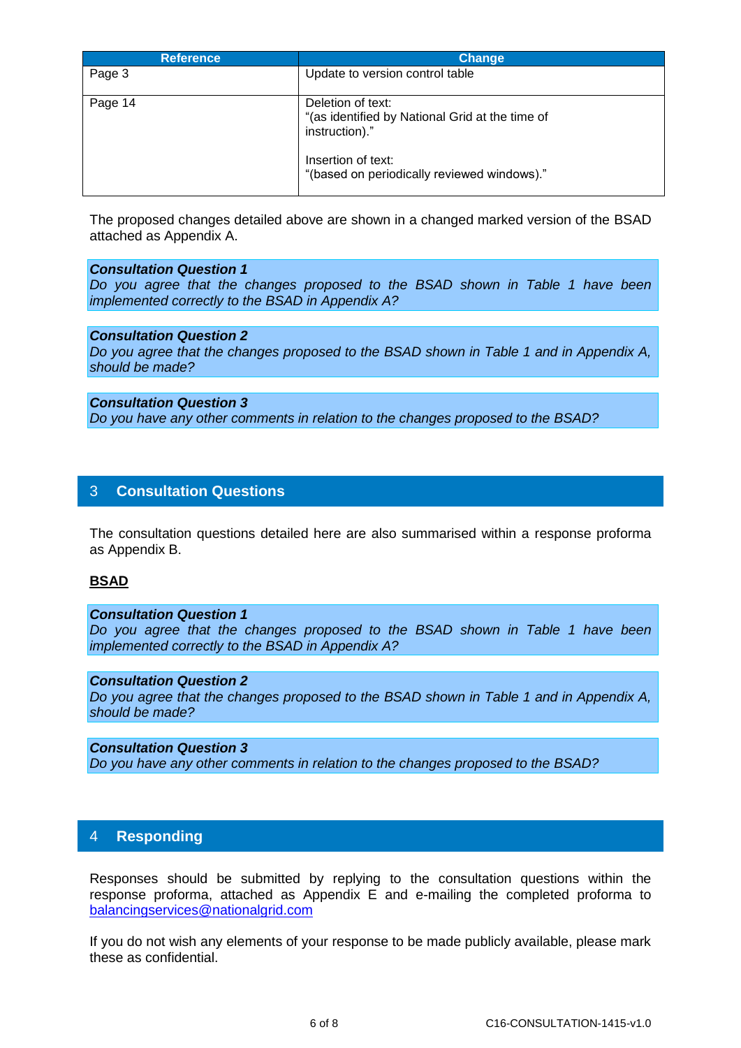| Reference | Change |
| --- | --- |
| Page 3 | Update to version control table |
| Page 14 | Deletion of text:<br>"(as identified by National Grid at the time of instruction)."<br><br>Insertion of text:<br>"(based on periodically reviewed windows)." |

The proposed changes detailed above are shown in a changed marked version of the BSAD attached as Appendix A.

***Consultation Question 1***
*Do you agree that the changes proposed to the BSAD shown in Table 1 have been implemented correctly to the BSAD in Appendix A?*

***Consultation Question 2***
*Do you agree that the changes proposed to the BSAD shown in Table 1 and in Appendix A, should be made?*

***Consultation Question 3***
*Do you have any other comments in relation to the changes proposed to the BSAD?*

## 3 Consultation Questions

The consultation questions detailed here are also summarised within a response proforma as Appendix B.

**BSAD**

***Consultation Question 1***
*Do you agree that the changes proposed to the BSAD shown in Table 1 have been implemented correctly to the BSAD in Appendix A?*

***Consultation Question 2***
*Do you agree that the changes proposed to the BSAD shown in Table 1 and in Appendix A, should be made?*

***Consultation Question 3***
*Do you have any other comments in relation to the changes proposed to the BSAD?*

## 4 Responding

Responses should be submitted by replying to the consultation questions within the response proforma, attached as Appendix E and e-mailing the completed proforma to balancingservices@nationalgrid.com

If you do not wish any elements of your response to be made publicly available, please mark these as confidential.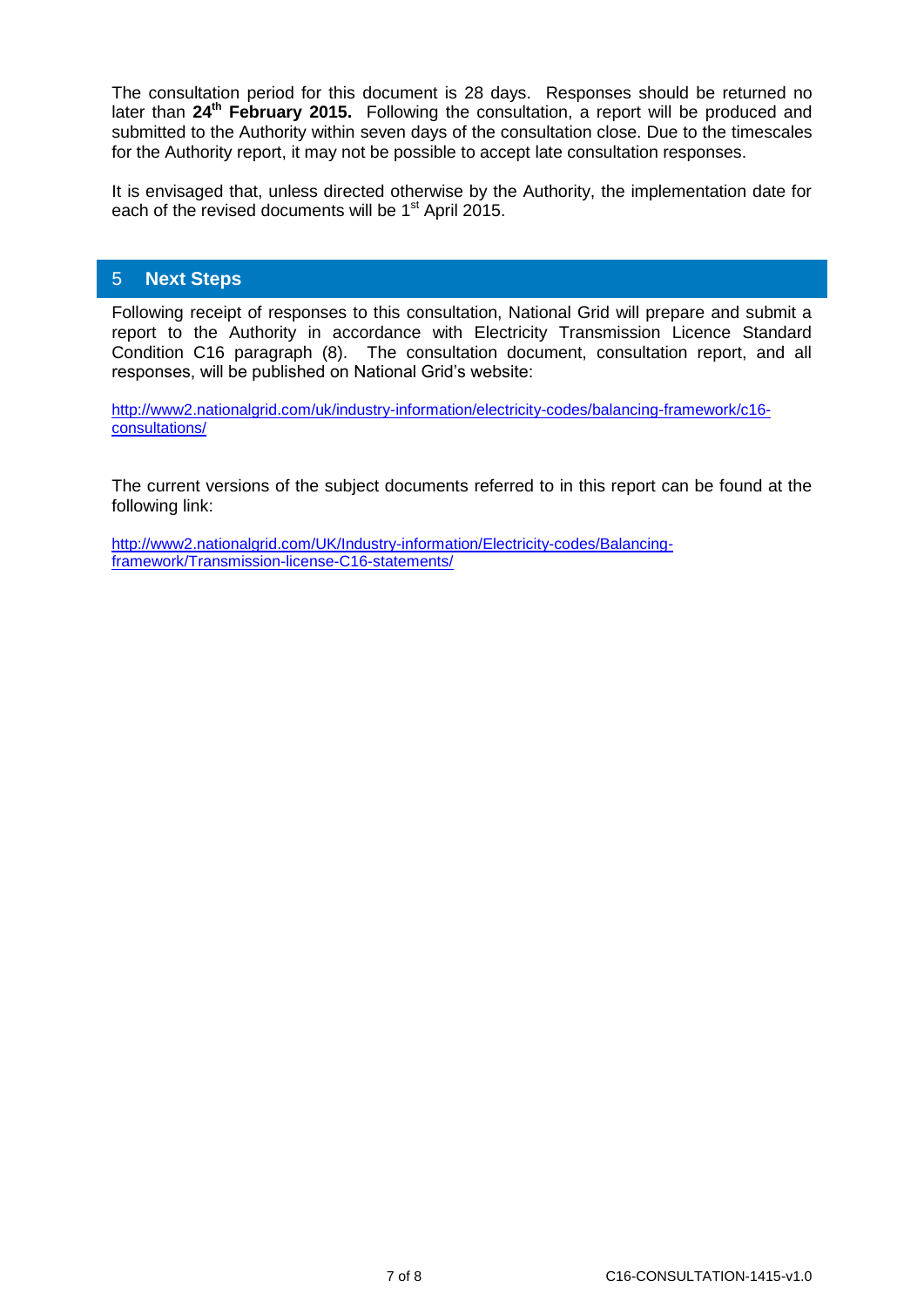The consultation period for this document is 28 days. Responses should be returned no later than **24th February 2015.** Following the consultation, a report will be produced and submitted to the Authority within seven days of the consultation close. Due to the timescales for the Authority report, it may not be possible to accept late consultation responses.

It is envisaged that, unless directed otherwise by the Authority, the implementation date for each of the revised documents will be 1st April 2015.

## 5 Next Steps

Following receipt of responses to this consultation, National Grid will prepare and submit a report to the Authority in accordance with Electricity Transmission Licence Standard Condition C16 paragraph (8). The consultation document, consultation report, and all responses, will be published on National Grid's website:

http://www2.nationalgrid.com/uk/industry-information/electricity-codes/balancing-framework/c16-consultations/

The current versions of the subject documents referred to in this report can be found at the following link:

http://www2.nationalgrid.com/UK/Industry-information/Electricity-codes/Balancing-framework/Transmission-license-C16-statements/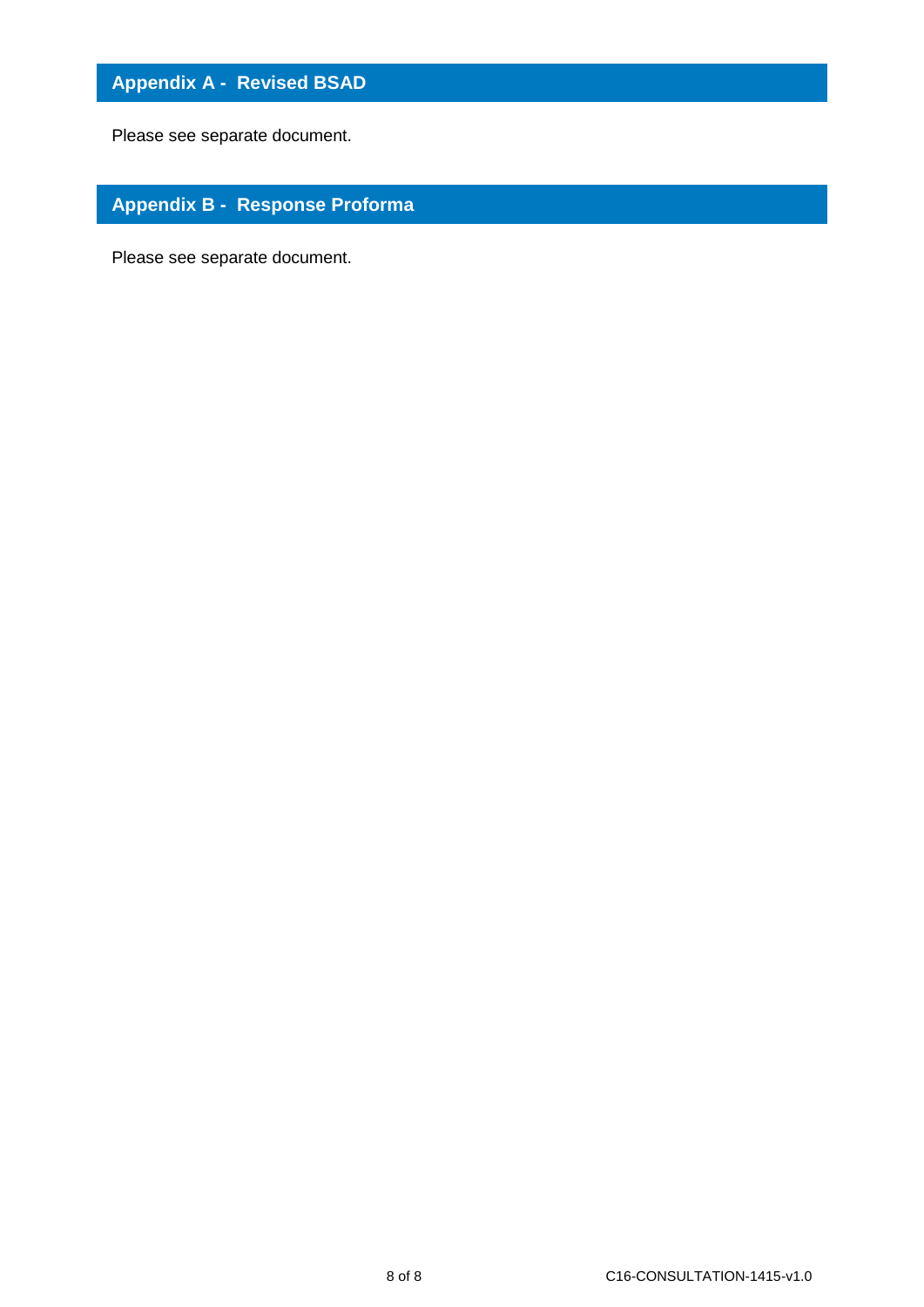## Appendix A - Revised BSAD

Please see separate document.

## Appendix B - Response Proforma

Please see separate document.